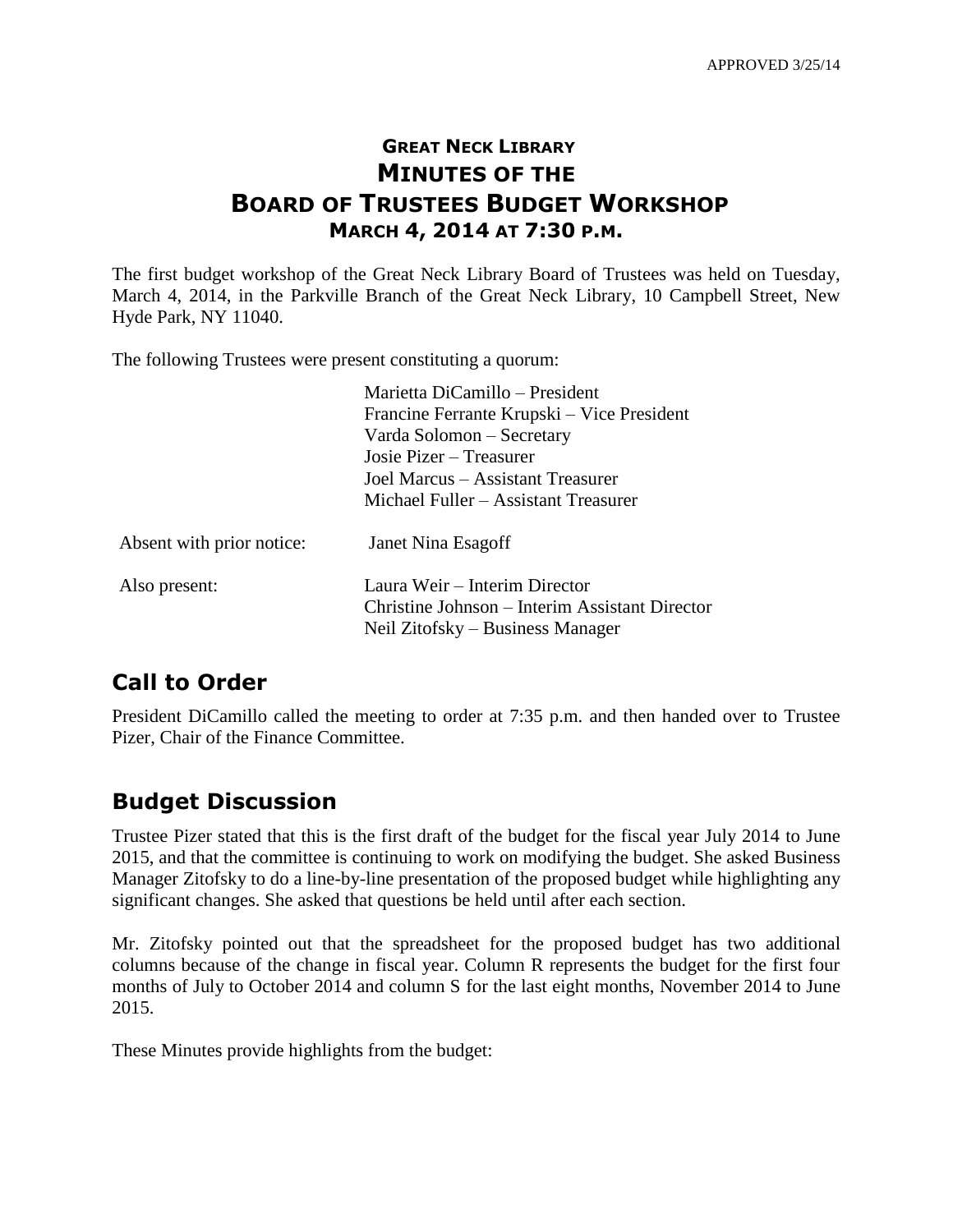APPROVED 3/25/14

# GREAT NECK LIBRARY
# MINUTES OF THE
# BOARD OF TRUSTEES BUDGET WORKSHOP
## MARCH 4, 2014 AT 7:30 P.M.

The first budget workshop of the Great Neck Library Board of Trustees was held on Tuesday, March 4, 2014, in the Parkville Branch of the Great Neck Library, 10 Campbell Street, New Hyde Park, NY 11040.

The following Trustees were present constituting a quorum:

| | |
|---|---|
| | Marietta DiCamillo – President |
| | Francine Ferrante Krupski – Vice President |
| | Varda Solomon – Secretary |
| | Josie Pizer – Treasurer |
| | Joel Marcus – Assistant Treasurer |
| | Michael Fuller – Assistant Treasurer |
| Absent with prior notice: | Janet Nina Esagoff |
| Also present: | Laura Weir – Interim Director |
| | Christine Johnson – Interim Assistant Director |
| | Neil Zitofsky – Business Manager |

## Call to Order

President DiCamillo called the meeting to order at 7:35 p.m. and then handed over to Trustee Pizer, Chair of the Finance Committee.

## Budget Discussion

Trustee Pizer stated that this is the first draft of the budget for the fiscal year July 2014 to June 2015, and that the committee is continuing to work on modifying the budget. She asked Business Manager Zitofsky to do a line-by-line presentation of the proposed budget while highlighting any significant changes. She asked that questions be held until after each section.

Mr. Zitofsky pointed out that the spreadsheet for the proposed budget has two additional columns because of the change in fiscal year. Column R represents the budget for the first four months of July to October 2014 and column S for the last eight months, November 2014 to June 2015.

These Minutes provide highlights from the budget: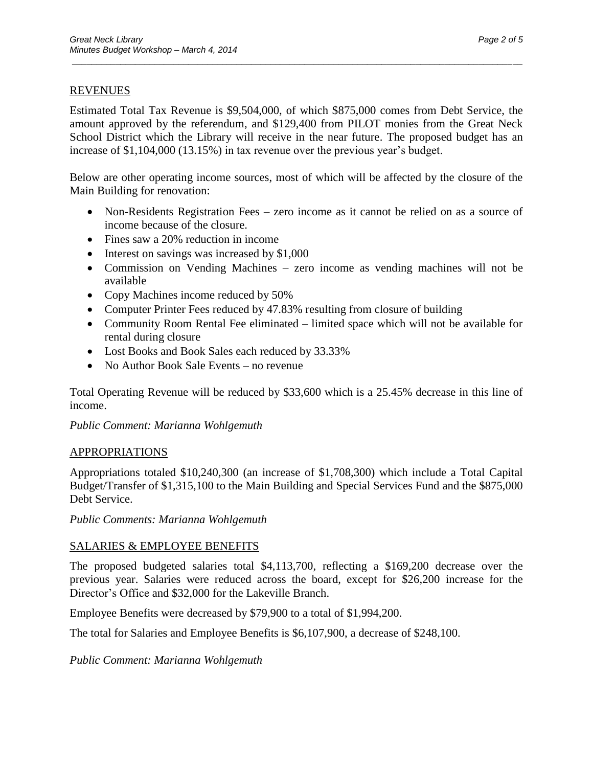## REVENUES

Estimated Total Tax Revenue is $9,504,000, of which $875,000 comes from Debt Service, the amount approved by the referendum, and $129,400 from PILOT monies from the Great Neck School District which the Library will receive in the near future. The proposed budget has an increase of $1,104,000 (13.15%) in tax revenue over the previous year's budget.

Below are other operating income sources, most of which will be affected by the closure of the Main Building for renovation:

- Non-Residents Registration Fees – zero income as it cannot be relied on as a source of income because of the closure.
- Fines saw a 20% reduction in income
- Interest on savings was increased by $1,000
- Commission on Vending Machines – zero income as vending machines will not be available
- Copy Machines income reduced by 50%
- Computer Printer Fees reduced by 47.83% resulting from closure of building
- Community Room Rental Fee eliminated – limited space which will not be available for rental during closure
- Lost Books and Book Sales each reduced by 33.33%
- No Author Book Sale Events – no revenue

Total Operating Revenue will be reduced by $33,600 which is a 25.45% decrease in this line of income.

*Public Comment: Marianna Wohlgemuth*

## APPROPRIATIONS

Appropriations totaled $10,240,300 (an increase of $1,708,300) which include a Total Capital Budget/Transfer of $1,315,100 to the Main Building and Special Services Fund and the $875,000 Debt Service.

*Public Comments: Marianna Wohlgemuth*

## SALARIES & EMPLOYEE BENEFITS

The proposed budgeted salaries total $4,113,700, reflecting a $169,200 decrease over the previous year. Salaries were reduced across the board, except for $26,200 increase for the Director's Office and $32,000 for the Lakeville Branch.

Employee Benefits were decreased by $79,900 to a total of $1,994,200.

The total for Salaries and Employee Benefits is $6,107,900, a decrease of $248,100.

*Public Comment: Marianna Wohlgemuth*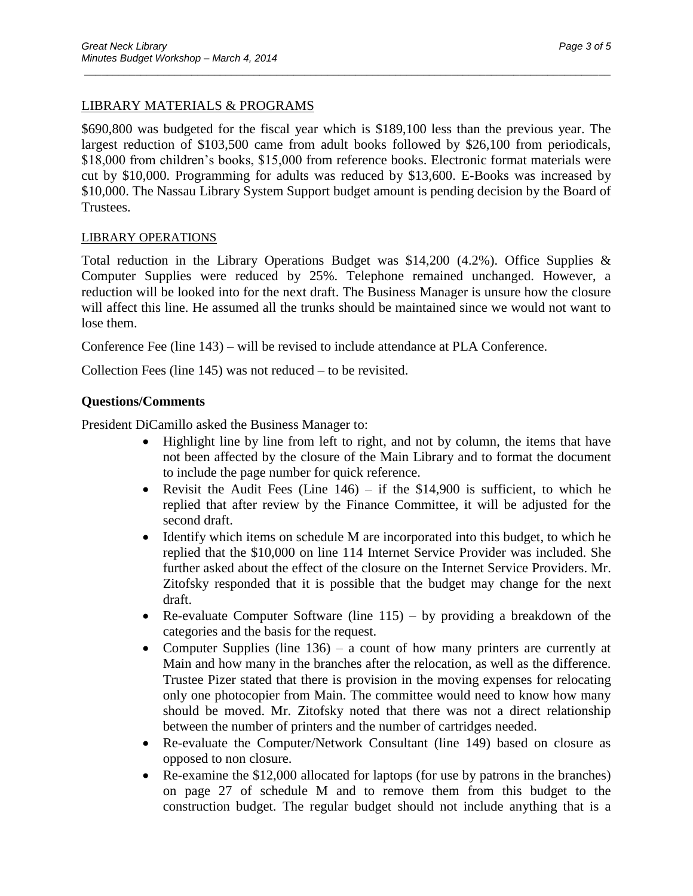LIBRARY MATERIALS & PROGRAMS

$690,800 was budgeted for the fiscal year which is $189,100 less than the previous year. The largest reduction of $103,500 came from adult books followed by $26,100 from periodicals, $18,000 from children's books, $15,000 from reference books. Electronic format materials were cut by $10,000. Programming for adults was reduced by $13,600. E-Books was increased by $10,000. The Nassau Library System Support budget amount is pending decision by the Board of Trustees.

LIBRARY OPERATIONS

Total reduction in the Library Operations Budget was $14,200 (4.2%). Office Supplies & Computer Supplies were reduced by 25%. Telephone remained unchanged. However, a reduction will be looked into for the next draft. The Business Manager is unsure how the closure will affect this line. He assumed all the trunks should be maintained since we would not want to lose them.

Conference Fee (line 143) – will be revised to include attendance at PLA Conference.

Collection Fees (line 145) was not reduced – to be revisited.

**Questions/Comments**

President DiCamillo asked the Business Manager to:

- Highlight line by line from left to right, and not by column, the items that have not been affected by the closure of the Main Library and to format the document to include the page number for quick reference.
- Revisit the Audit Fees (Line 146) – if the $14,900 is sufficient, to which he replied that after review by the Finance Committee, it will be adjusted for the second draft.
- Identify which items on schedule M are incorporated into this budget, to which he replied that the $10,000 on line 114 Internet Service Provider was included. She further asked about the effect of the closure on the Internet Service Providers. Mr. Zitofsky responded that it is possible that the budget may change for the next draft.
- Re-evaluate Computer Software (line 115) – by providing a breakdown of the categories and the basis for the request.
- Computer Supplies (line 136) – a count of how many printers are currently at Main and how many in the branches after the relocation, as well as the difference. Trustee Pizer stated that there is provision in the moving expenses for relocating only one photocopier from Main. The committee would need to know how many should be moved. Mr. Zitofsky noted that there was not a direct relationship between the number of printers and the number of cartridges needed.
- Re-evaluate the Computer/Network Consultant (line 149) based on closure as opposed to non closure.
- Re-examine the $12,000 allocated for laptops (for use by patrons in the branches) on page 27 of schedule M and to remove them from this budget to the construction budget. The regular budget should not include anything that is a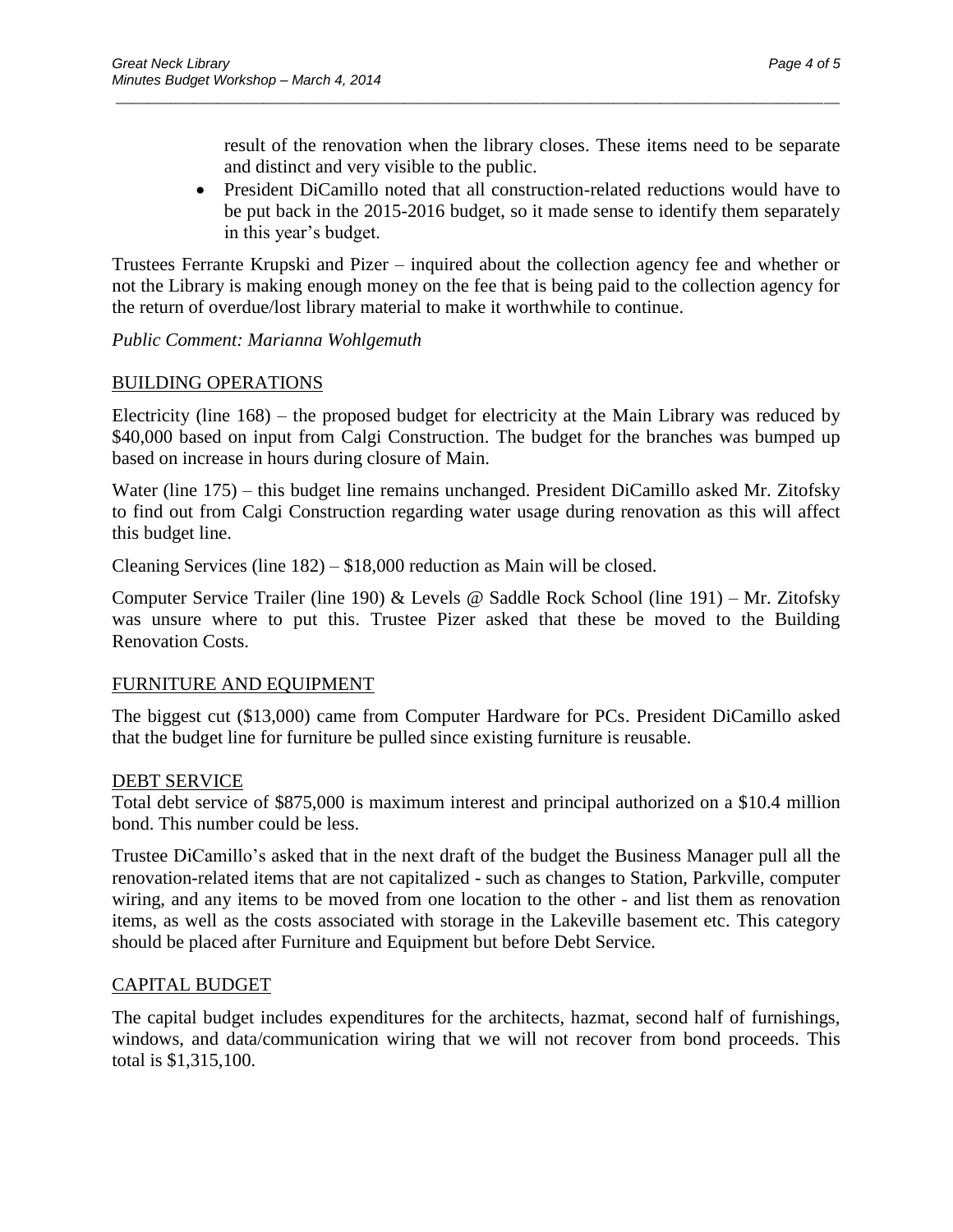result of the renovation when the library closes. These items need to be separate and distinct and very visible to the public.

- President DiCamillo noted that all construction-related reductions would have to be put back in the 2015-2016 budget, so it made sense to identify them separately in this year's budget.

Trustees Ferrante Krupski and Pizer – inquired about the collection agency fee and whether or not the Library is making enough money on the fee that is being paid to the collection agency for the return of overdue/lost library material to make it worthwhile to continue.

*Public Comment: Marianna Wohlgemuth*

## BUILDING OPERATIONS

Electricity (line 168) – the proposed budget for electricity at the Main Library was reduced by \$40,000 based on input from Calgi Construction. The budget for the branches was bumped up based on increase in hours during closure of Main.

Water (line 175) – this budget line remains unchanged. President DiCamillo asked Mr. Zitofsky to find out from Calgi Construction regarding water usage during renovation as this will affect this budget line.

Cleaning Services (line 182) – \$18,000 reduction as Main will be closed.

Computer Service Trailer (line 190) & Levels @ Saddle Rock School (line 191) – Mr. Zitofsky was unsure where to put this. Trustee Pizer asked that these be moved to the Building Renovation Costs.

## FURNITURE AND EQUIPMENT

The biggest cut (\$13,000) came from Computer Hardware for PCs. President DiCamillo asked that the budget line for furniture be pulled since existing furniture is reusable.

## DEBT SERVICE

Total debt service of \$875,000 is maximum interest and principal authorized on a \$10.4 million bond. This number could be less.

Trustee DiCamillo's asked that in the next draft of the budget the Business Manager pull all the renovation-related items that are not capitalized - such as changes to Station, Parkville, computer wiring, and any items to be moved from one location to the other - and list them as renovation items, as well as the costs associated with storage in the Lakeville basement etc. This category should be placed after Furniture and Equipment but before Debt Service.

## CAPITAL BUDGET

The capital budget includes expenditures for the architects, hazmat, second half of furnishings, windows, and data/communication wiring that we will not recover from bond proceeds. This total is \$1,315,100.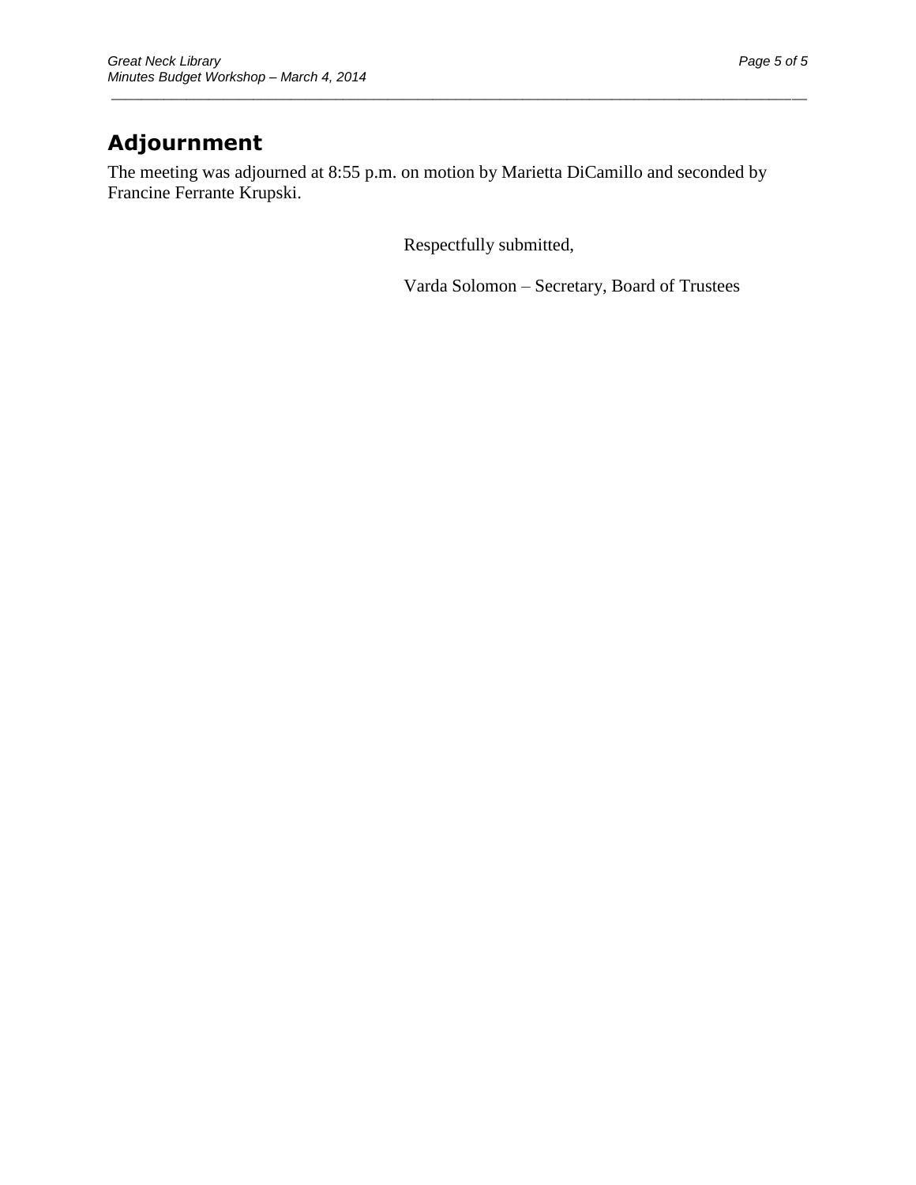## Adjournment

The meeting was adjourned at 8:55 p.m. on motion by Marietta DiCamillo and seconded by Francine Ferrante Krupski.

Respectfully submitted,

Varda Solomon – Secretary, Board of Trustees